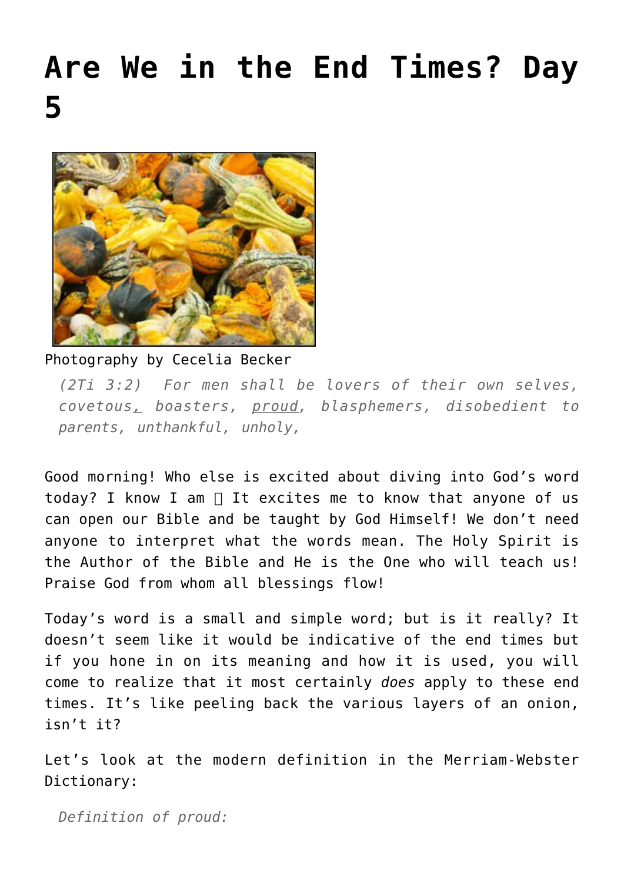# Are We in the End Times? Day 5

Photography by Cecelia Becker

> *(2Ti 3:2) For men shall be lovers of their own selves, covetous, boasters, proud, blasphemers, disobedient to parents, unthankful, unholy,*

Good morning! Who else is excited about diving into God's word today? I know I am  It excites me to know that anyone of us can open our Bible and be taught by God Himself! We don't need anyone to interpret what the words mean. The Holy Spirit is the Author of the Bible and He is the One who will teach us! Praise God from whom all blessings flow!

Today's word is a small and simple word; but is it really? It doesn't seem like it would be indicative of the end times but if you hone in on its meaning and how it is used, you will come to realize that it most certainly *does* apply to these end times. It's like peeling back the various layers of an onion, isn't it?

Let's look at the modern definition in the Merriam-Webster Dictionary:

> *Definition of proud:*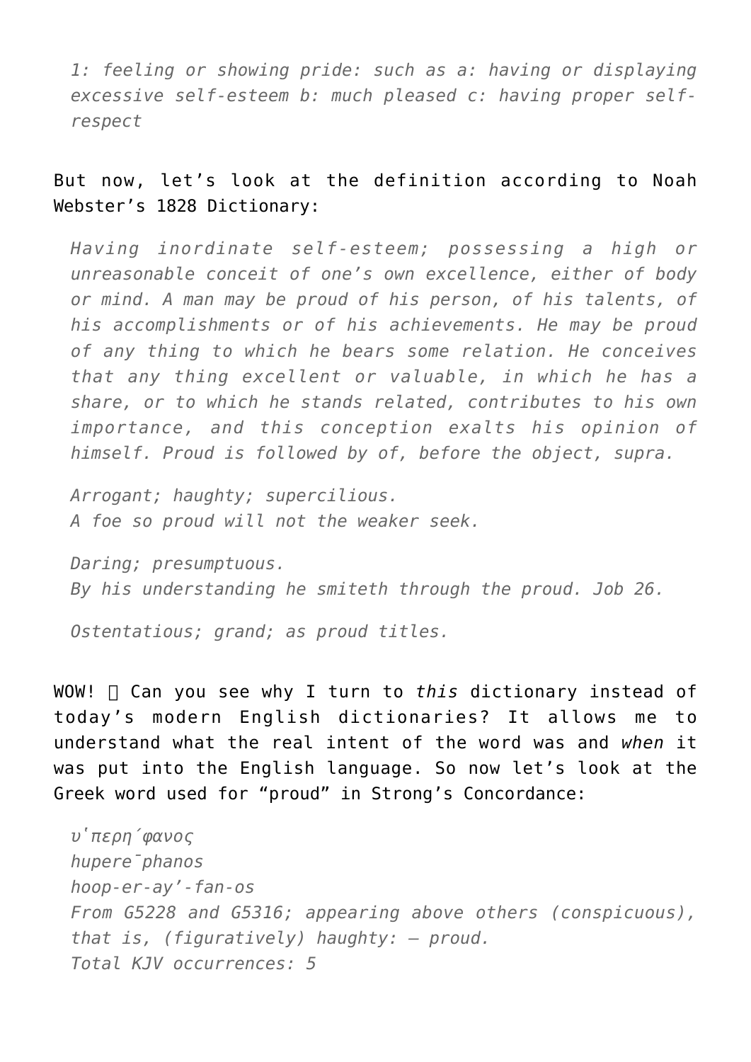> *1: feeling or showing pride: such as a: having or displaying excessive self-esteem b: much pleased c: having proper self-respect*

But now, let's look at the definition according to Noah Webster's 1828 Dictionary:

> *Having inordinate self-esteem; possessing a high or unreasonable conceit of one's own excellence, either of body or mind. A man may be proud of his person, of his talents, of his accomplishments or of his achievements. He may be proud of any thing to which he bears some relation. He conceives that any thing excellent or valuable, in which he has a share, or to which he stands related, contributes to his own importance, and this conception exalts his opinion of himself. Proud is followed by of, before the object, supra.*
>
> *Arrogant; haughty; supercilious.*
> *A foe so proud will not the weaker seek.*
>
> *Daring; presumptuous.*
> *By his understanding he smiteth through the proud. Job 26.*
>
> *Ostentatious; grand; as proud titles.*

WOW! Can you see why I turn to *this* dictionary instead of today's modern English dictionaries? It allows me to understand what the real intent of the word was and *when* it was put into the English language. So now let's look at the Greek word used for "proud" in Strong's Concordance:

> *ὑπερήφανος*
> *hupere̅phanos*
> *hoop-er-ay'-fan-os*
> *From G5228 and G5316; appearing above others (conspicuous), that is, (figuratively) haughty: – proud.*
> *Total KJV occurrences: 5*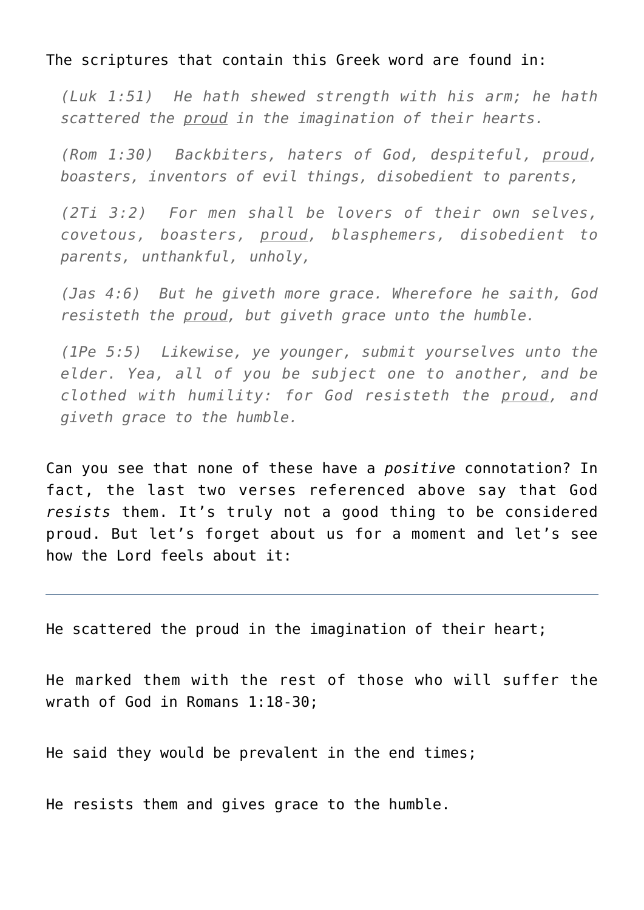The scriptures that contain this Greek word are found in:

> *(Luk 1:51)  He hath shewed strength with his arm; he hath scattered the <u>proud</u> in the imagination of their hearts.*
>
> *(Rom 1:30)  Backbiters, haters of God, despiteful, <u>proud</u>, boasters, inventors of evil things, disobedient to parents,*
>
> *(2Ti 3:2)  For men shall be lovers of their own selves, covetous, boasters, <u>proud</u>, blasphemers, disobedient to parents, unthankful, unholy,*
>
> *(Jas 4:6)  But he giveth more grace. Wherefore he saith, God resisteth the <u>proud</u>, but giveth grace unto the humble.*
>
> *(1Pe 5:5)  Likewise, ye younger, submit yourselves unto the elder. Yea, all of you be subject one to another, and be clothed with humility: for God resisteth the <u>proud</u>, and giveth grace to the humble.*

Can you see that none of these have a *positive* connotation? In fact, the last two verses referenced above say that God *resists* them. It's truly not a good thing to be considered proud. But let's forget about us for a moment and let's see how the Lord feels about it:

---

He scattered the proud in the imagination of their heart;

He marked them with the rest of those who will suffer the wrath of God in Romans 1:18-30;

He said they would be prevalent in the end times;

He resists them and gives grace to the humble.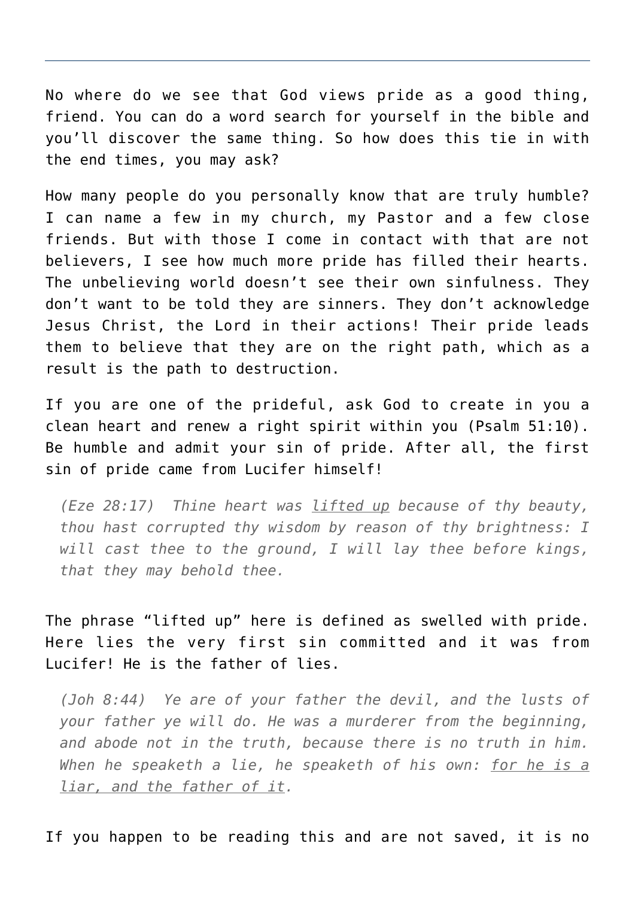---

No where do we see that God views pride as a good thing, friend. You can do a word search for yourself in the bible and you'll discover the same thing. So how does this tie in with the end times, you may ask?

How many people do you personally know that are truly humble? I can name a few in my church, my Pastor and a few close friends. But with those I come in contact with that are not believers, I see how much more pride has filled their hearts. The unbelieving world doesn't see their own sinfulness. They don't want to be told they are sinners. They don't acknowledge Jesus Christ, the Lord in their actions! Their pride leads them to believe that they are on the right path, which as a result is the path to destruction.

If you are one of the prideful, ask God to create in you a clean heart and renew a right spirit within you (Psalm 51:10). Be humble and admit your sin of pride. After all, the first sin of pride came from Lucifer himself!

> *(Eze 28:17) Thine heart was <u>lifted up</u> because of thy beauty, thou hast corrupted thy wisdom by reason of thy brightness: I will cast thee to the ground, I will lay thee before kings, that they may behold thee.*

The phrase "lifted up" here is defined as swelled with pride. Here lies the very first sin committed and it was from Lucifer! He is the father of lies.

> *(Joh 8:44) Ye are of your father the devil, and the lusts of your father ye will do. He was a murderer from the beginning, and abode not in the truth, because there is no truth in him. When he speaketh a lie, he speaketh of his own: <u>for he is a liar, and the father of it</u>.*

If you happen to be reading this and are not saved, it is no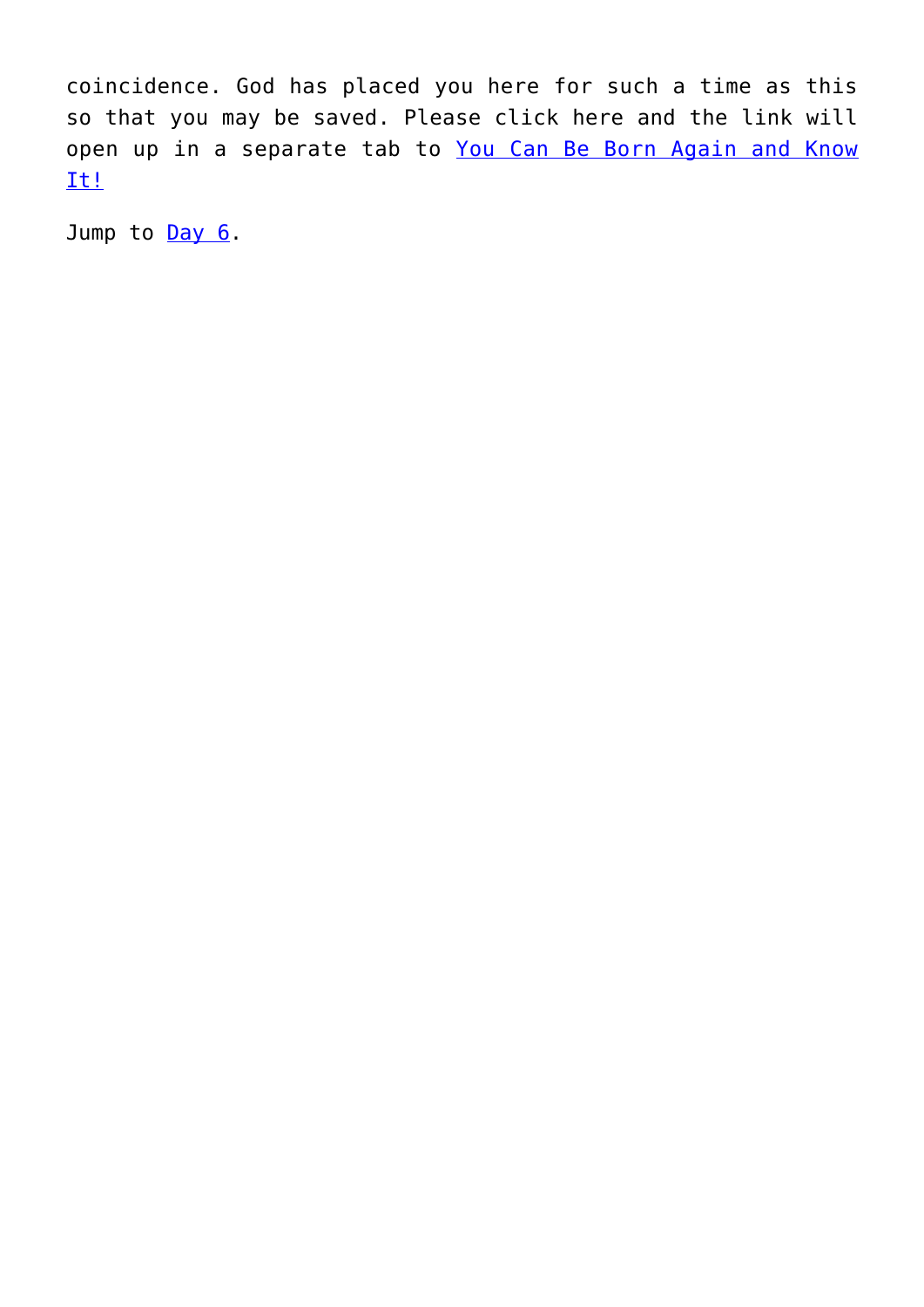coincidence. God has placed you here for such a time as this so that you may be saved. Please click here and the link will open up in a separate tab to You Can Be Born Again and Know It!

Jump to Day 6.